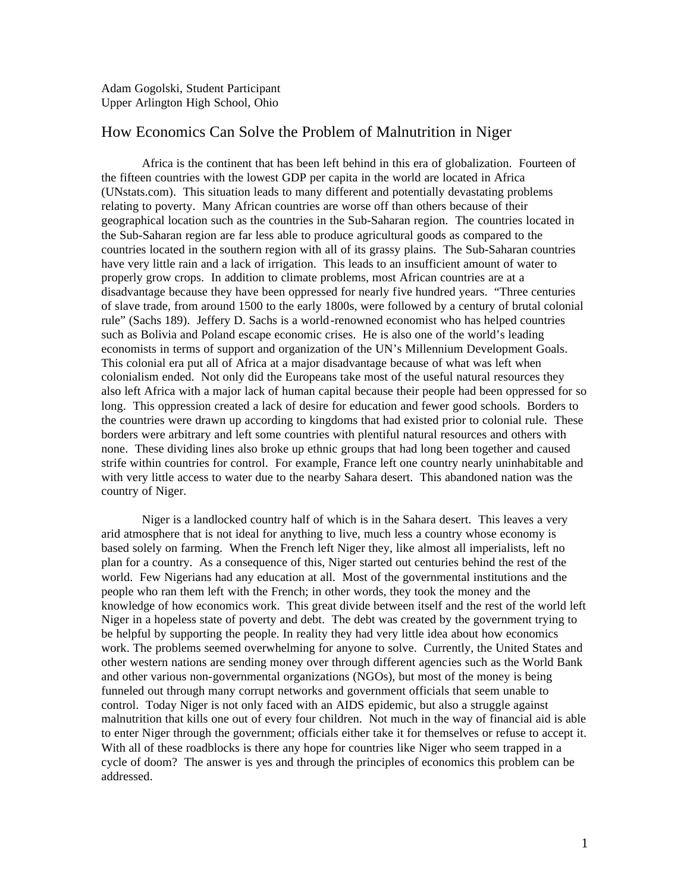Adam Gogolski, Student Participant
Upper Arlington High School, Ohio

# How Economics Can Solve the Problem of Malnutrition in Niger

Africa is the continent that has been left behind in this era of globalization. Fourteen of the fifteen countries with the lowest GDP per capita in the world are located in Africa (UNstats.com). This situation leads to many different and potentially devastating problems relating to poverty. Many African countries are worse off than others because of their geographical location such as the countries in the Sub-Saharan region. The countries located in the Sub-Saharan region are far less able to produce agricultural goods as compared to the countries located in the southern region with all of its grassy plains. The Sub-Saharan countries have very little rain and a lack of irrigation. This leads to an insufficient amount of water to properly grow crops. In addition to climate problems, most African countries are at a disadvantage because they have been oppressed for nearly five hundred years. "Three centuries of slave trade, from around 1500 to the early 1800s, were followed by a century of brutal colonial rule" (Sachs 189). Jeffery D. Sachs is a world-renowned economist who has helped countries such as Bolivia and Poland escape economic crises. He is also one of the world's leading economists in terms of support and organization of the UN's Millennium Development Goals. This colonial era put all of Africa at a major disadvantage because of what was left when colonialism ended. Not only did the Europeans take most of the useful natural resources they also left Africa with a major lack of human capital because their people had been oppressed for so long. This oppression created a lack of desire for education and fewer good schools. Borders to the countries were drawn up according to kingdoms that had existed prior to colonial rule. These borders were arbitrary and left some countries with plentiful natural resources and others with none. These dividing lines also broke up ethnic groups that had long been together and caused strife within countries for control. For example, France left one country nearly uninhabitable and with very little access to water due to the nearby Sahara desert. This abandoned nation was the country of Niger.

Niger is a landlocked country half of which is in the Sahara desert. This leaves a very arid atmosphere that is not ideal for anything to live, much less a country whose economy is based solely on farming. When the French left Niger they, like almost all imperialists, left no plan for a country. As a consequence of this, Niger started out centuries behind the rest of the world. Few Nigerians had any education at all. Most of the governmental institutions and the people who ran them left with the French; in other words, they took the money and the knowledge of how economics work. This great divide between itself and the rest of the world left Niger in a hopeless state of poverty and debt. The debt was created by the government trying to be helpful by supporting the people. In reality they had very little idea about how economics work. The problems seemed overwhelming for anyone to solve. Currently, the United States and other western nations are sending money over through different agencies such as the World Bank and other various non-governmental organizations (NGOs), but most of the money is being funneled out through many corrupt networks and government officials that seem unable to control. Today Niger is not only faced with an AIDS epidemic, but also a struggle against malnutrition that kills one out of every four children. Not much in the way of financial aid is able to enter Niger through the government; officials either take it for themselves or refuse to accept it. With all of these roadblocks is there any hope for countries like Niger who seem trapped in a cycle of doom? The answer is yes and through the principles of economics this problem can be addressed.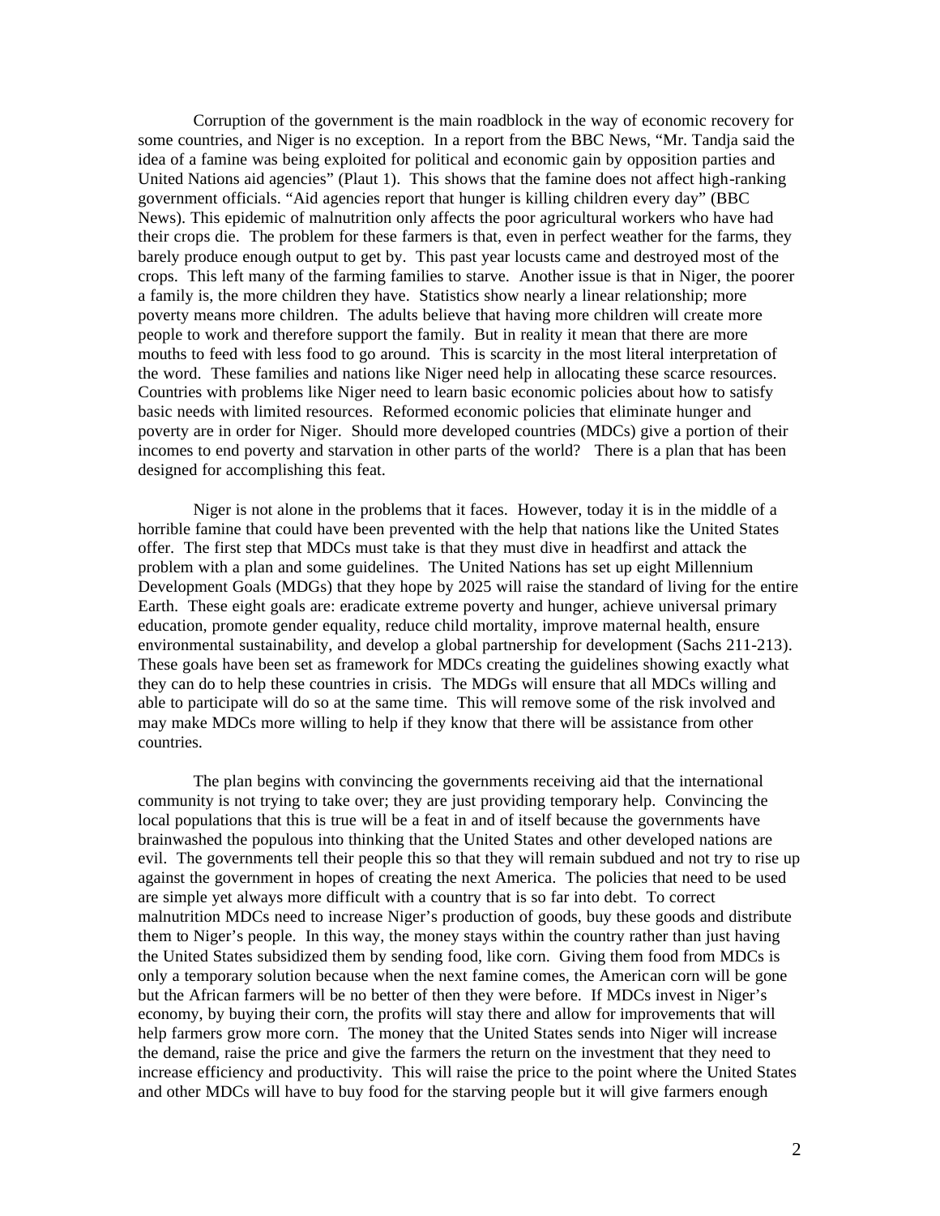Corruption of the government is the main roadblock in the way of economic recovery for some countries, and Niger is no exception. In a report from the BBC News, "Mr. Tandja said the idea of a famine was being exploited for political and economic gain by opposition parties and United Nations aid agencies" (Plaut 1). This shows that the famine does not affect high-ranking government officials. "Aid agencies report that hunger is killing children every day" (BBC News). This epidemic of malnutrition only affects the poor agricultural workers who have had their crops die. The problem for these farmers is that, even in perfect weather for the farms, they barely produce enough output to get by. This past year locusts came and destroyed most of the crops. This left many of the farming families to starve. Another issue is that in Niger, the poorer a family is, the more children they have. Statistics show nearly a linear relationship; more poverty means more children. The adults believe that having more children will create more people to work and therefore support the family. But in reality it mean that there are more mouths to feed with less food to go around. This is scarcity in the most literal interpretation of the word. These families and nations like Niger need help in allocating these scarce resources. Countries with problems like Niger need to learn basic economic policies about how to satisfy basic needs with limited resources. Reformed economic policies that eliminate hunger and poverty are in order for Niger. Should more developed countries (MDCs) give a portion of their incomes to end poverty and starvation in other parts of the world? There is a plan that has been designed for accomplishing this feat.

Niger is not alone in the problems that it faces. However, today it is in the middle of a horrible famine that could have been prevented with the help that nations like the United States offer. The first step that MDCs must take is that they must dive in headfirst and attack the problem with a plan and some guidelines. The United Nations has set up eight Millennium Development Goals (MDGs) that they hope by 2025 will raise the standard of living for the entire Earth. These eight goals are: eradicate extreme poverty and hunger, achieve universal primary education, promote gender equality, reduce child mortality, improve maternal health, ensure environmental sustainability, and develop a global partnership for development (Sachs 211-213). These goals have been set as framework for MDCs creating the guidelines showing exactly what they can do to help these countries in crisis. The MDGs will ensure that all MDCs willing and able to participate will do so at the same time. This will remove some of the risk involved and may make MDCs more willing to help if they know that there will be assistance from other countries.

The plan begins with convincing the governments receiving aid that the international community is not trying to take over; they are just providing temporary help. Convincing the local populations that this is true will be a feat in and of itself because the governments have brainwashed the populous into thinking that the United States and other developed nations are evil. The governments tell their people this so that they will remain subdued and not try to rise up against the government in hopes of creating the next America. The policies that need to be used are simple yet always more difficult with a country that is so far into debt. To correct malnutrition MDCs need to increase Niger's production of goods, buy these goods and distribute them to Niger's people. In this way, the money stays within the country rather than just having the United States subsidized them by sending food, like corn. Giving them food from MDCs is only a temporary solution because when the next famine comes, the American corn will be gone but the African farmers will be no better of then they were before. If MDCs invest in Niger's economy, by buying their corn, the profits will stay there and allow for improvements that will help farmers grow more corn. The money that the United States sends into Niger will increase the demand, raise the price and give the farmers the return on the investment that they need to increase efficiency and productivity. This will raise the price to the point where the United States and other MDCs will have to buy food for the starving people but it will give farmers enough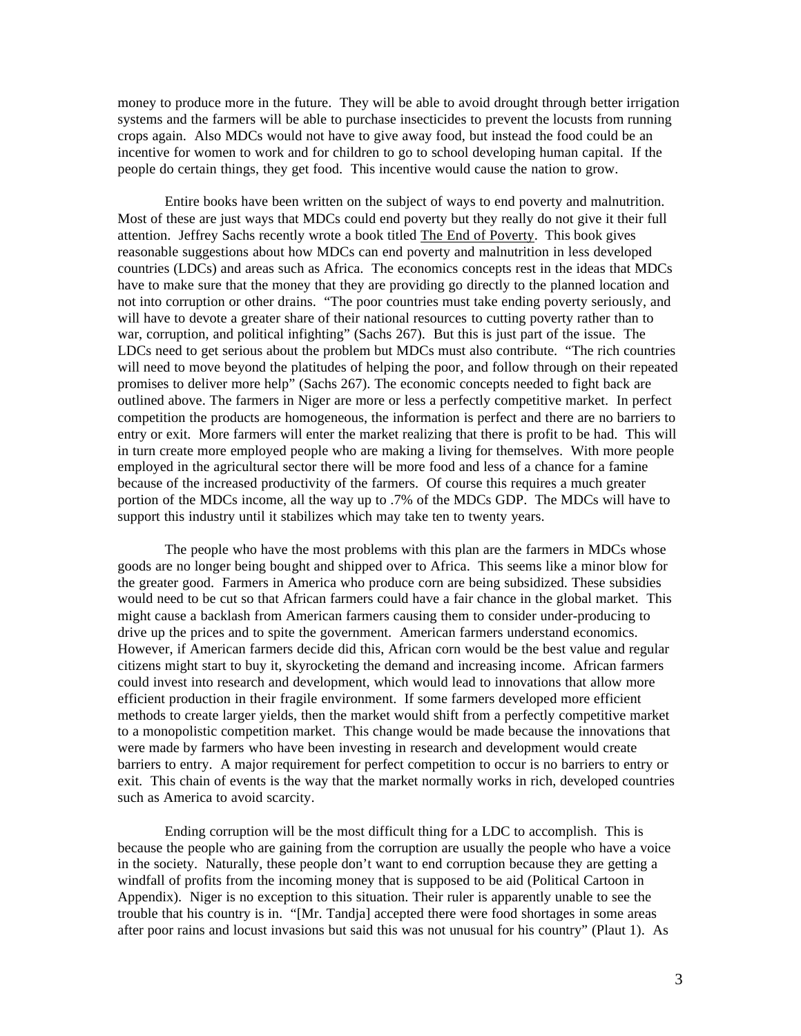money to produce more in the future. They will be able to avoid drought through better irrigation systems and the farmers will be able to purchase insecticides to prevent the locusts from running crops again. Also MDCs would not have to give away food, but instead the food could be an incentive for women to work and for children to go to school developing human capital. If the people do certain things, they get food. This incentive would cause the nation to grow.

Entire books have been written on the subject of ways to end poverty and malnutrition. Most of these are just ways that MDCs could end poverty but they really do not give it their full attention. Jeffrey Sachs recently wrote a book titled The End of Poverty. This book gives reasonable suggestions about how MDCs can end poverty and malnutrition in less developed countries (LDCs) and areas such as Africa. The economics concepts rest in the ideas that MDCs have to make sure that the money that they are providing go directly to the planned location and not into corruption or other drains. "The poor countries must take ending poverty seriously, and will have to devote a greater share of their national resources to cutting poverty rather than to war, corruption, and political infighting" (Sachs 267). But this is just part of the issue. The LDCs need to get serious about the problem but MDCs must also contribute. "The rich countries will need to move beyond the platitudes of helping the poor, and follow through on their repeated promises to deliver more help" (Sachs 267). The economic concepts needed to fight back are outlined above. The farmers in Niger are more or less a perfectly competitive market. In perfect competition the products are homogeneous, the information is perfect and there are no barriers to entry or exit. More farmers will enter the market realizing that there is profit to be had. This will in turn create more employed people who are making a living for themselves. With more people employed in the agricultural sector there will be more food and less of a chance for a famine because of the increased productivity of the farmers. Of course this requires a much greater portion of the MDCs income, all the way up to .7% of the MDCs GDP. The MDCs will have to support this industry until it stabilizes which may take ten to twenty years.

The people who have the most problems with this plan are the farmers in MDCs whose goods are no longer being bought and shipped over to Africa. This seems like a minor blow for the greater good. Farmers in America who produce corn are being subsidized. These subsidies would need to be cut so that African farmers could have a fair chance in the global market. This might cause a backlash from American farmers causing them to consider under-producing to drive up the prices and to spite the government. American farmers understand economics. However, if American farmers decide did this, African corn would be the best value and regular citizens might start to buy it, skyrocketing the demand and increasing income. African farmers could invest into research and development, which would lead to innovations that allow more efficient production in their fragile environment. If some farmers developed more efficient methods to create larger yields, then the market would shift from a perfectly competitive market to a monopolistic competition market. This change would be made because the innovations that were made by farmers who have been investing in research and development would create barriers to entry. A major requirement for perfect competition to occur is no barriers to entry or exit. This chain of events is the way that the market normally works in rich, developed countries such as America to avoid scarcity.

Ending corruption will be the most difficult thing for a LDC to accomplish. This is because the people who are gaining from the corruption are usually the people who have a voice in the society. Naturally, these people don't want to end corruption because they are getting a windfall of profits from the incoming money that is supposed to be aid (Political Cartoon in Appendix). Niger is no exception to this situation. Their ruler is apparently unable to see the trouble that his country is in. "[Mr. Tandja] accepted there were food shortages in some areas after poor rains and locust invasions but said this was not unusual for his country" (Plaut 1). As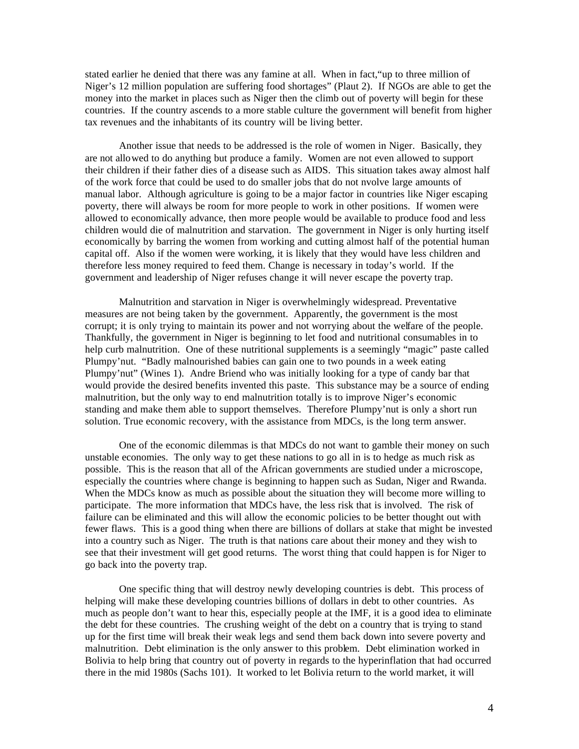stated earlier he denied that there was any famine at all. When in fact,"up to three million of Niger's 12 million population are suffering food shortages" (Plaut 2). If NGOs are able to get the money into the market in places such as Niger then the climb out of poverty will begin for these countries. If the country ascends to a more stable culture the government will benefit from higher tax revenues and the inhabitants of its country will be living better.

Another issue that needs to be addressed is the role of women in Niger. Basically, they are not allowed to do anything but produce a family. Women are not even allowed to support their children if their father dies of a disease such as AIDS. This situation takes away almost half of the work force that could be used to do smaller jobs that do not nvolve large amounts of manual labor. Although agriculture is going to be a major factor in countries like Niger escaping poverty, there will always be room for more people to work in other positions. If women were allowed to economically advance, then more people would be available to produce food and less children would die of malnutrition and starvation. The government in Niger is only hurting itself economically by barring the women from working and cutting almost half of the potential human capital off. Also if the women were working, it is likely that they would have less children and therefore less money required to feed them. Change is necessary in today's world. If the government and leadership of Niger refuses change it will never escape the poverty trap.

Malnutrition and starvation in Niger is overwhelmingly widespread. Preventative measures are not being taken by the government. Apparently, the government is the most corrupt; it is only trying to maintain its power and not worrying about the welfare of the people. Thankfully, the government in Niger is beginning to let food and nutritional consumables in to help curb malnutrition. One of these nutritional supplements is a seemingly "magic" paste called Plumpy'nut. "Badly malnourished babies can gain one to two pounds in a week eating Plumpy'nut" (Wines 1). Andre Briend who was initially looking for a type of candy bar that would provide the desired benefits invented this paste. This substance may be a source of ending malnutrition, but the only way to end malnutrition totally is to improve Niger's economic standing and make them able to support themselves. Therefore Plumpy'nut is only a short run solution. True economic recovery, with the assistance from MDCs, is the long term answer.

One of the economic dilemmas is that MDCs do not want to gamble their money on such unstable economies. The only way to get these nations to go all in is to hedge as much risk as possible. This is the reason that all of the African governments are studied under a microscope, especially the countries where change is beginning to happen such as Sudan, Niger and Rwanda. When the MDCs know as much as possible about the situation they will become more willing to participate. The more information that MDCs have, the less risk that is involved. The risk of failure can be eliminated and this will allow the economic policies to be better thought out with fewer flaws. This is a good thing when there are billions of dollars at stake that might be invested into a country such as Niger. The truth is that nations care about their money and they wish to see that their investment will get good returns. The worst thing that could happen is for Niger to go back into the poverty trap.

One specific thing that will destroy newly developing countries is debt. This process of helping will make these developing countries billions of dollars in debt to other countries. As much as people don't want to hear this, especially people at the IMF, it is a good idea to eliminate the debt for these countries. The crushing weight of the debt on a country that is trying to stand up for the first time will break their weak legs and send them back down into severe poverty and malnutrition. Debt elimination is the only answer to this problem. Debt elimination worked in Bolivia to help bring that country out of poverty in regards to the hyperinflation that had occurred there in the mid 1980s (Sachs 101). It worked to let Bolivia return to the world market, it will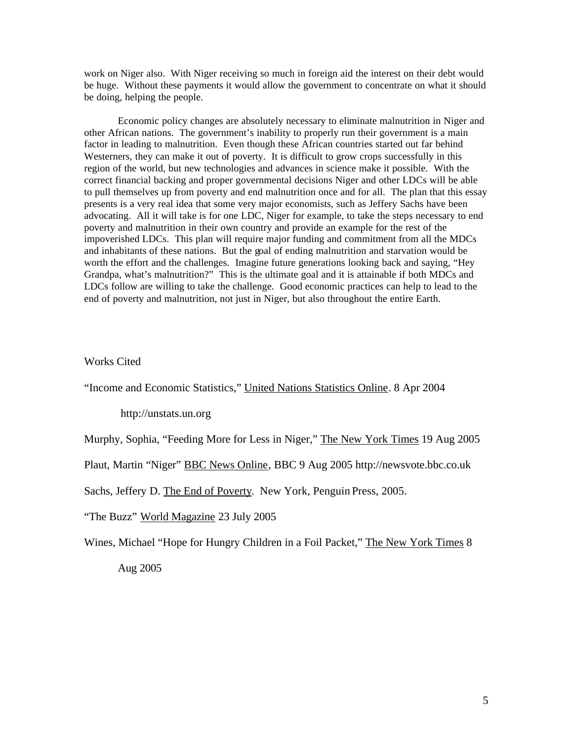work on Niger also. With Niger receiving so much in foreign aid the interest on their debt would be huge. Without these payments it would allow the government to concentrate on what it should be doing, helping the people.

Economic policy changes are absolutely necessary to eliminate malnutrition in Niger and other African nations. The government's inability to properly run their government is a main factor in leading to malnutrition. Even though these African countries started out far behind Westerners, they can make it out of poverty. It is difficult to grow crops successfully in this region of the world, but new technologies and advances in science make it possible. With the correct financial backing and proper governmental decisions Niger and other LDCs will be able to pull themselves up from poverty and end malnutrition once and for all. The plan that this essay presents is a very real idea that some very major economists, such as Jeffery Sachs have been advocating. All it will take is for one LDC, Niger for example, to take the steps necessary to end poverty and malnutrition in their own country and provide an example for the rest of the impoverished LDCs. This plan will require major funding and commitment from all the MDCs and inhabitants of these nations. But the goal of ending malnutrition and starvation would be worth the effort and the challenges. Imagine future generations looking back and saying, "Hey Grandpa, what's malnutrition?" This is the ultimate goal and it is attainable if both MDCs and LDCs follow are willing to take the challenge. Good economic practices can help to lead to the end of poverty and malnutrition, not just in Niger, but also throughout the entire Earth.

Works Cited

"Income and Economic Statistics," United Nations Statistics Online. 8 Apr 2004 http://unstats.un.org

Murphy, Sophia, "Feeding More for Less in Niger," The New York Times 19 Aug 2005

Plaut, Martin "Niger" BBC News Online, BBC 9 Aug 2005 http://newsvote.bbc.co.uk

Sachs, Jeffery D. The End of Poverty. New York, Penguin Press, 2005.

"The Buzz" World Magazine 23 July 2005

Wines, Michael "Hope for Hungry Children in a Foil Packet," The New York Times 8 Aug 2005